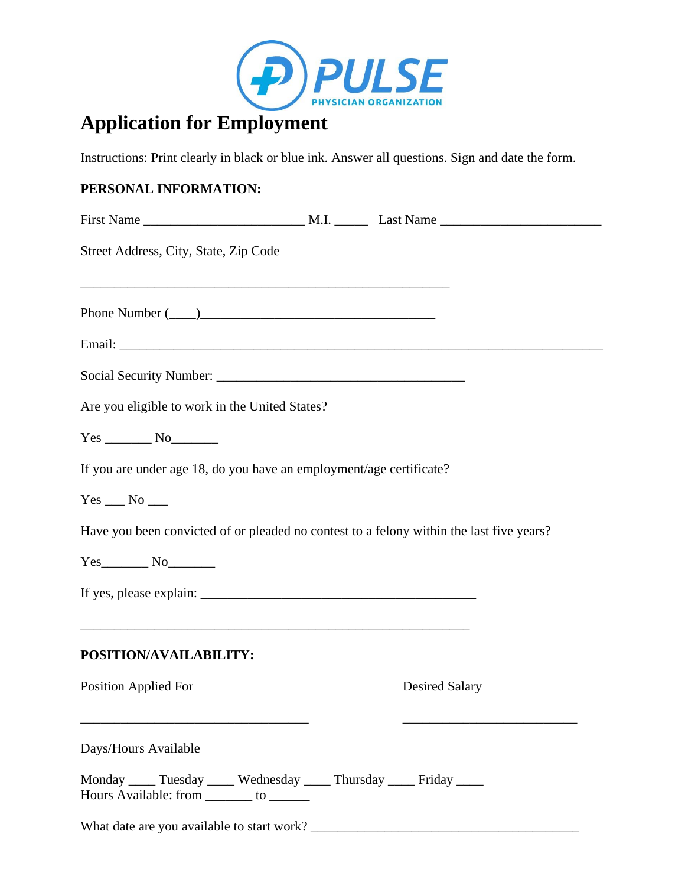PULSE

PHYSICIAN ORGANIZATION

# Application for Employment

Instructions: Print clearly in black or blue ink. Answer all questions. Sign and date the form.

**PERSONAL INFORMATION:**

First Name ________________________ M.I. _____ Last Name ________________________

Street Address, City, State, Zip Code

_______________________________________________________

Phone Number (____)___________________________________

Email: __________________________________________________________________________

Social Security Number: _____________________________________

Are you eligible to work in the United States?

Yes _______ No_______

If you are under age 18, do you have an employment/age certificate?

Yes ___ No ___

Have you been convicted of or pleaded no contest to a felony within the last five years?

Yes_______ No_______

If yes, please explain: _________________________________________

__________________________________________________________

**POSITION/AVAILABILITY:**

Position Applied For ___________________________________

Desired Salary __________________________

Days/Hours Available

Monday ____ Tuesday ____ Wednesday ____ Thursday ____ Friday ____
Hours Available: from _______ to ______

What date are you available to start work? ________________________________________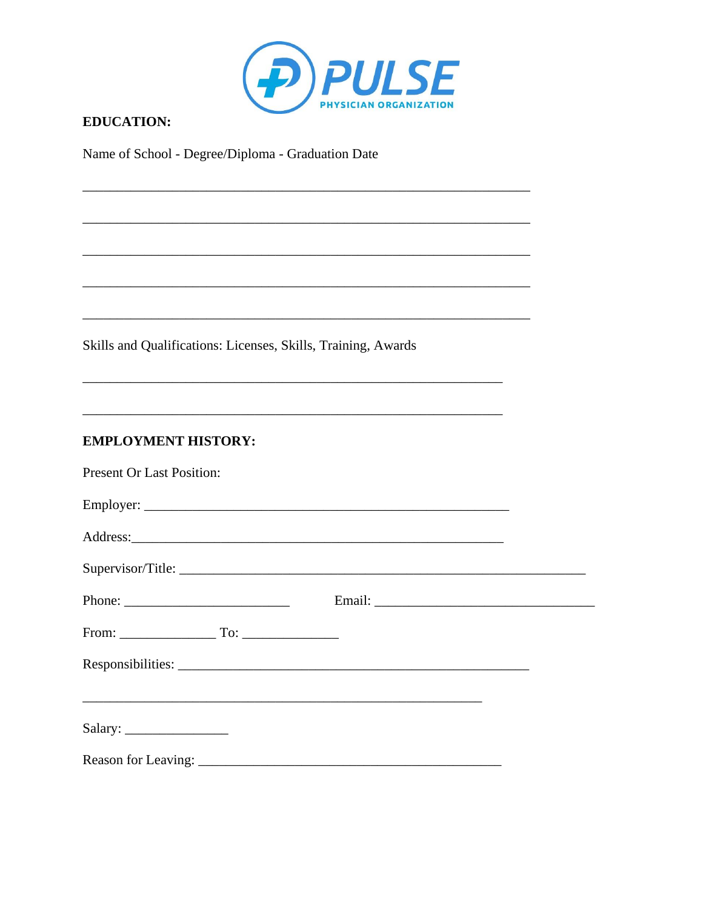**EDUCATION:**

Name of School - Degree/Diploma - Graduation Date

_______________________________________________________________

_______________________________________________________________

_______________________________________________________________

_______________________________________________________________

_______________________________________________________________

Skills and Qualifications: Licenses, Skills, Training, Awards

___________________________________________________________

___________________________________________________________

**EMPLOYMENT HISTORY:**

Present Or Last Position:

Employer: ___________________________________________________

Address:____________________________________________________

Supervisor/Title: _________________________________________________________

Phone: _______________________     Email: _______________________________

From: _____________ To: _____________

Responsibilities: _________________________________________________

________________________________________________________

Salary: ______________

Reason for Leaving: ___________________________________________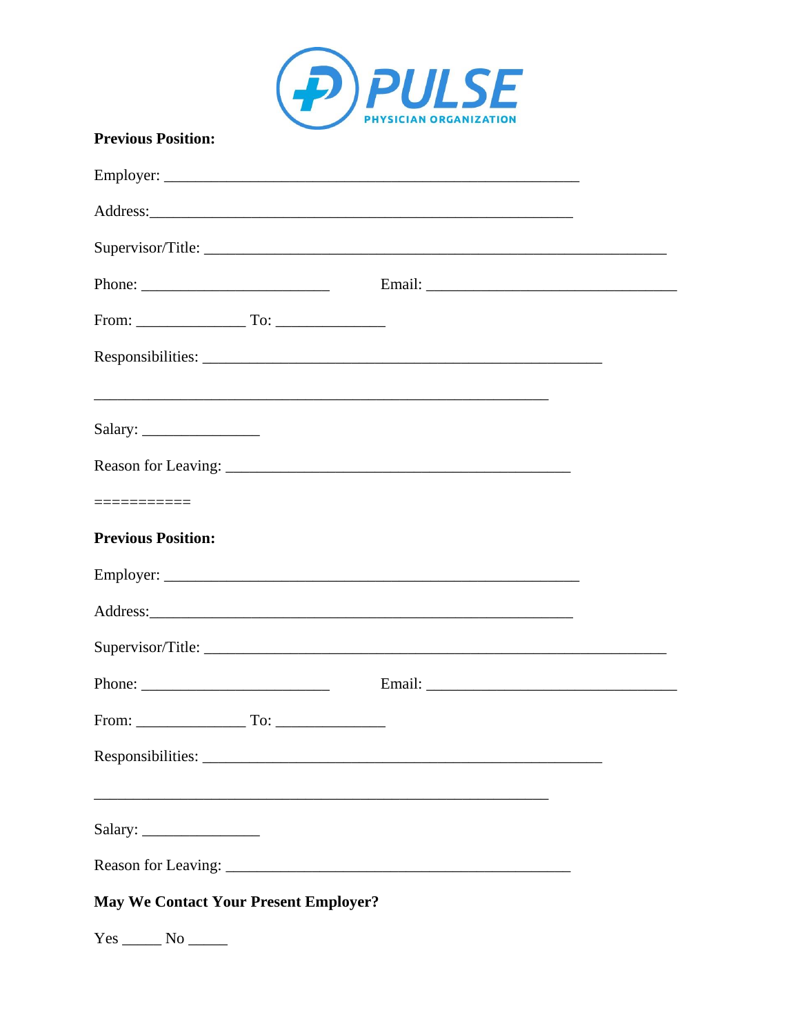**Previous Position:**

Employer: ______________________________________________________

Address:_______________________________________________________

Supervisor/Title: ____________________________________________________________

Phone: ________________________ Email: ________________________________

From: ______________ To: ______________

Responsibilities: ____________________________________________________

___________________________________________________________

Salary: _______________

Reason for Leaving: _____________________________________________

===========

**Previous Position:**

Employer: ______________________________________________________

Address:_______________________________________________________

Supervisor/Title: ____________________________________________________________

Phone: ________________________ Email: ________________________________

From: ______________ To: ______________

Responsibilities: ____________________________________________________

___________________________________________________________

Salary: _______________

Reason for Leaving: _____________________________________________

**May We Contact Your Present Employer?**

Yes _____ No _____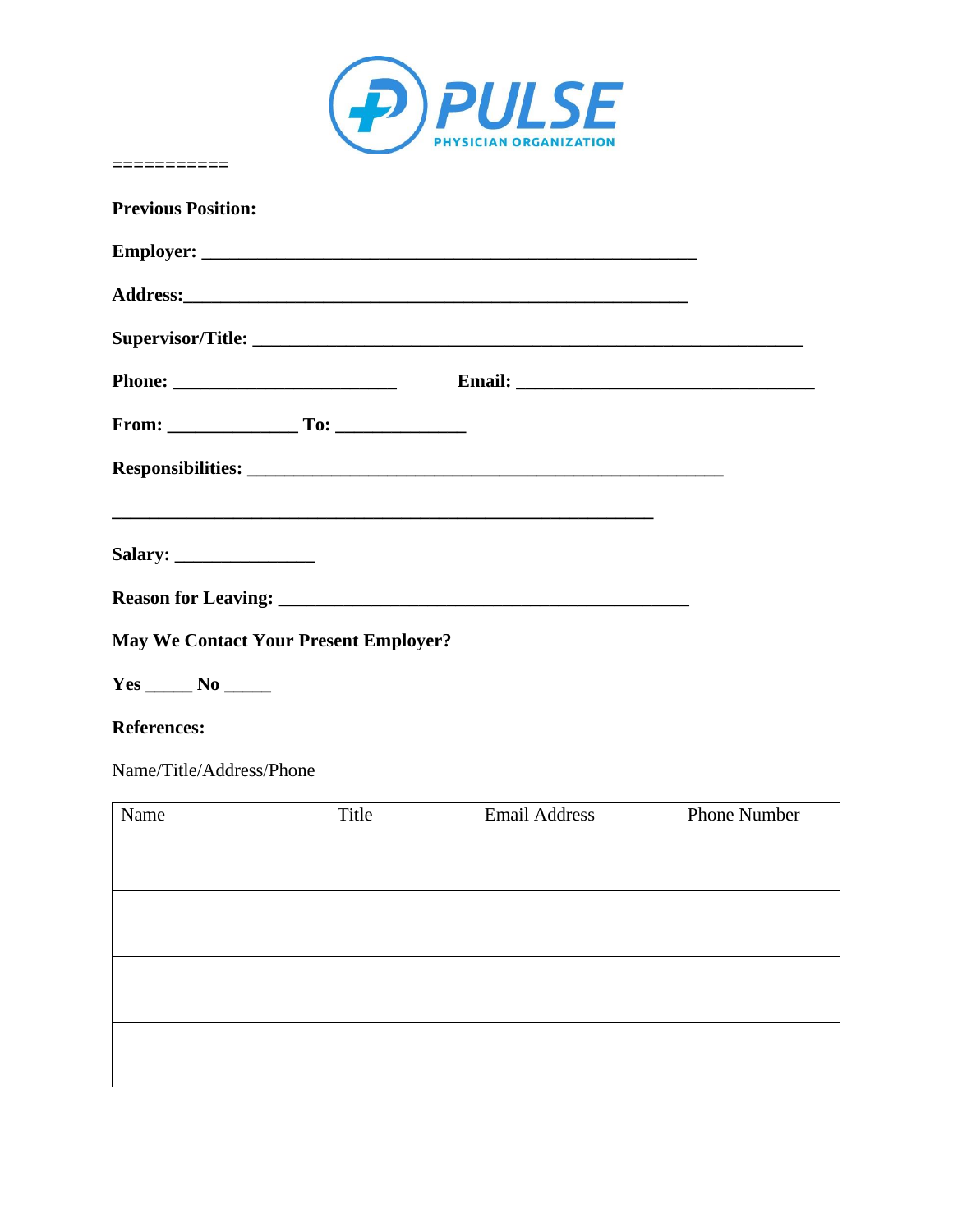===========

**Previous Position:**

**Employer: ______________________________________________________**

**Address:_______________________________________________________**

**Supervisor/Title: ____________________________________________________________**

**Phone: ________________________ Email: ________________________________**

**From: ______________ To: ______________**

**Responsibilities: ____________________________________________________**

**___________________________________________________________**

**Salary: _______________**

**Reason for Leaving: ____________________________________________**

**May We Contact Your Present Employer?**

**Yes _____ No _____**

**References:**

Name/Title/Address/Phone

| Name | Title | Email Address | Phone Number |
|---|---|---|---|
| | | | |
| | | | |
| | | | |
| | | | |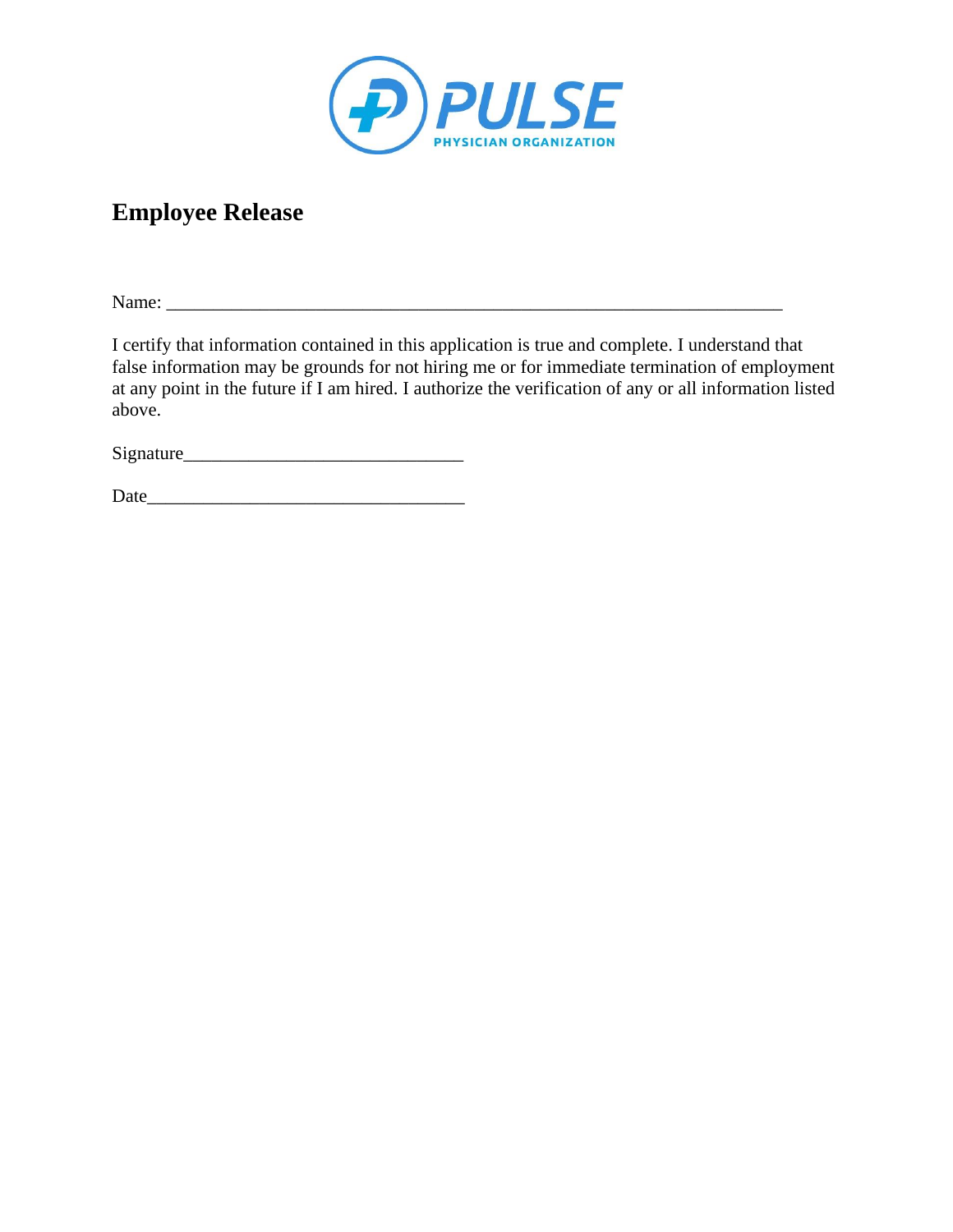PULSE
PHYSICIAN ORGANIZATION

# Employee Release

Name: ______________________________________________________________________

I certify that information contained in this application is true and complete. I understand that false information may be grounds for not hiring me or for immediate termination of employment at any point in the future if I am hired. I authorize the verification of any or all information listed above.

Signature______________________________

Date__________________________________